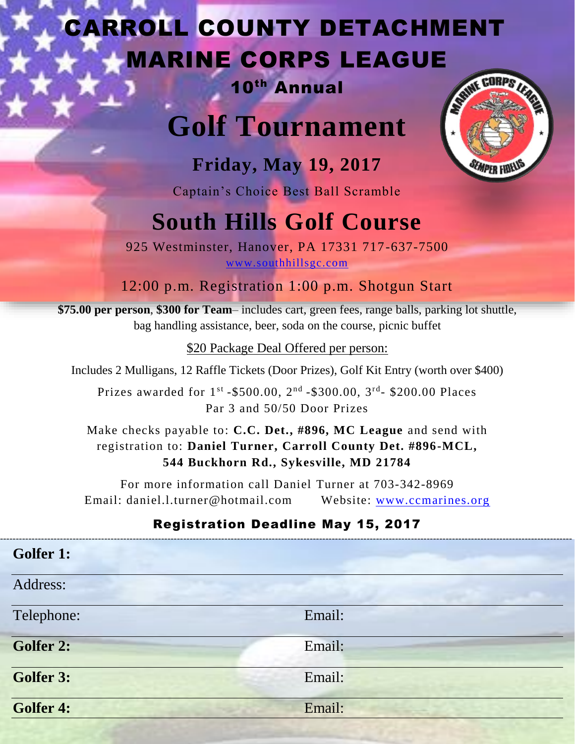# CARROLL COUNTY DETACHMENT MARINE CORPS LEAGUE

## 10th Annual

# Golf Tournament

## Friday, May 19, 2017

Captain's Choice Best Ball Scramble

# South Hills Golf Course

925 Westminster, Hanover, PA 17331 717-637-7500

www.southhillsgc.com

12:00 p.m. Registration 1:00 p.m. Shotgun Start

**$75.00 per person**, **$300 for Team**– includes cart, green fees, range balls, parking lot shuttle, bag handling assistance, beer, soda on the course, picnic buffet

$20 Package Deal Offered per person:

Includes 2 Mulligans, 12 Raffle Tickets (Door Prizes), Golf Kit Entry (worth over $400)

Prizes awarded for 1st -$500.00, 2nd -$300.00, 3rd- $200.00 Places
Par 3 and 50/50 Door Prizes

Make checks payable to: **C.C. Det., #896, MC League** and send with registration to: **Daniel Turner, Carroll County Det. #896-MCL, 544 Buckhorn Rd., Sykesville, MD 21784**

For more information call Daniel Turner at 703-342-8969
Email: daniel.l.turner@hotmail.com Website: www.ccmarines.org

**Registration Deadline May 15, 2017**

---

**Golfer 1:**

Address:

Telephone: Email:

**Golfer 2:** Email:

**Golfer 3:** Email:

**Golfer 4:** Email: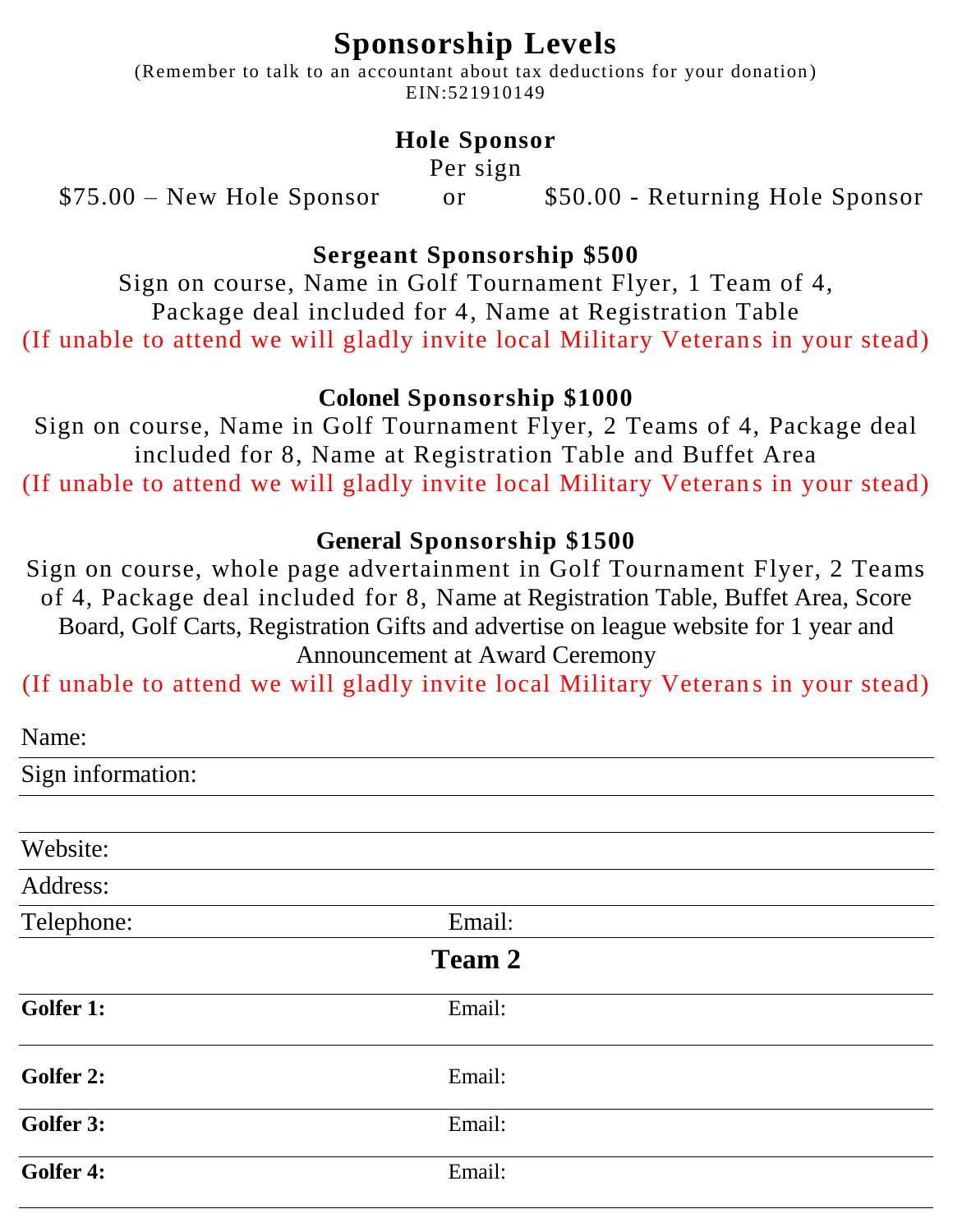# Sponsorship Levels

(Remember to talk to an accountant about tax deductions for your donation)
EIN:521910149

### Hole Sponsor

Per sign

$75.00 – New Hole Sponsor or $50.00 - Returning Hole Sponsor

### Sergeant Sponsorship $500

Sign on course, Name in Golf Tournament Flyer, 1 Team of 4, Package deal included for 4, Name at Registration Table

(If unable to attend we will gladly invite local Military Veterans in your stead)

### Colonel Sponsorship $1000

Sign on course, Name in Golf Tournament Flyer, 2 Teams of 4, Package deal included for 8, Name at Registration Table and Buffet Area

(If unable to attend we will gladly invite local Military Veterans in your stead)

### General Sponsorship $1500

Sign on course, whole page advertainment in Golf Tournament Flyer, 2 Teams of 4, Package deal included for 8, Name at Registration Table, Buffet Area, Score Board, Golf Carts, Registration Gifts and advertise on league website for 1 year and Announcement at Award Ceremony

(If unable to attend we will gladly invite local Military Veterans in your stead)

Name:

Sign information:

Website:

Address:

Telephone: Email:

## Team 2

| | |
|---|---|
| **Golfer 1:** | Email: |
| **Golfer 2:** | Email: |
| **Golfer 3:** | Email: |
| **Golfer 4:** | Email: |